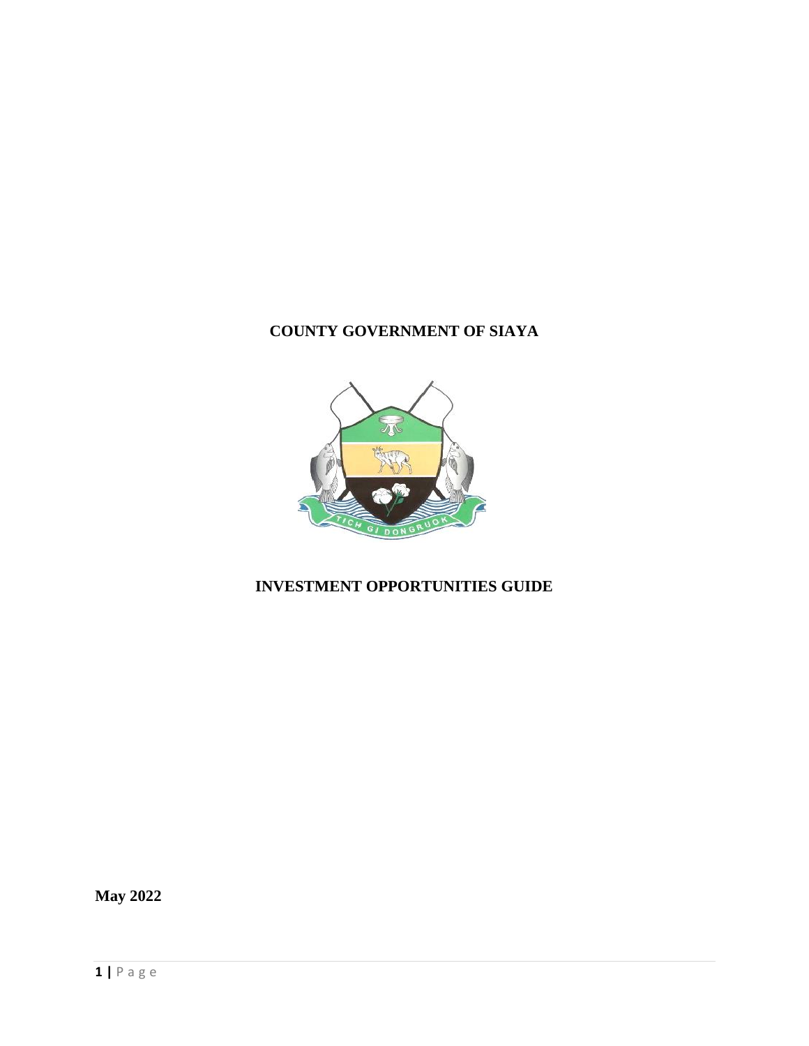# COUNTY GOVERNMENT OF SIAYA

# INVESTMENT OPPORTUNITIES GUIDE

**May 2022**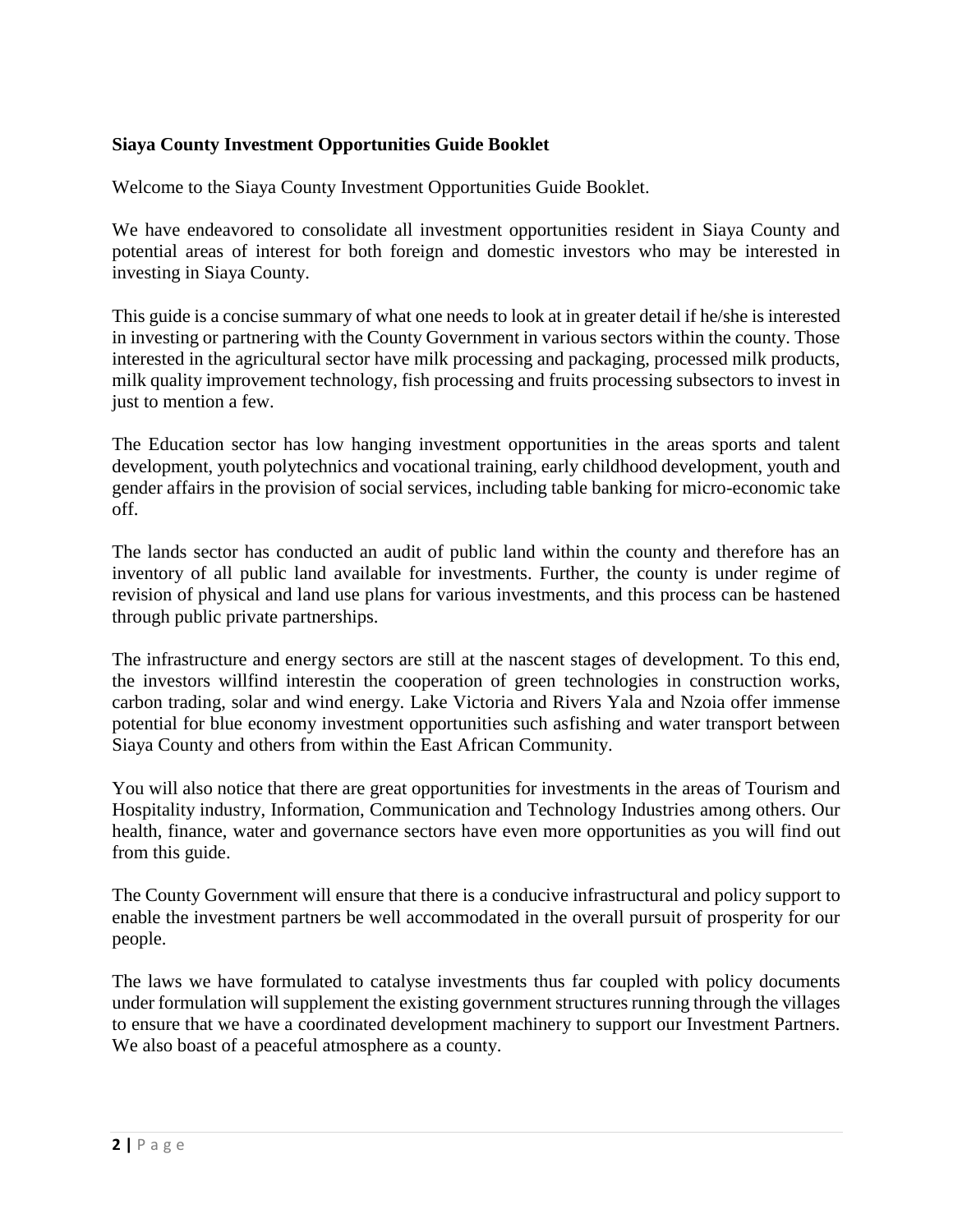**Siaya County Investment Opportunities Guide Booklet**

Welcome to the Siaya County Investment Opportunities Guide Booklet.

We have endeavored to consolidate all investment opportunities resident in Siaya County and potential areas of interest for both foreign and domestic investors who may be interested in investing in Siaya County.

This guide is a concise summary of what one needs to look at in greater detail if he/she is interested in investing or partnering with the County Government in various sectors within the county. Those interested in the agricultural sector have milk processing and packaging, processed milk products, milk quality improvement technology, fish processing and fruits processing subsectors to invest in just to mention a few.

The Education sector has low hanging investment opportunities in the areas sports and talent development, youth polytechnics and vocational training, early childhood development, youth and gender affairs in the provision of social services, including table banking for micro-economic take off.

The lands sector has conducted an audit of public land within the county and therefore has an inventory of all public land available for investments. Further, the county is under regime of revision of physical and land use plans for various investments, and this process can be hastened through public private partnerships.

The infrastructure and energy sectors are still at the nascent stages of development. To this end, the investors willfind interestin the cooperation of green technologies in construction works, carbon trading, solar and wind energy. Lake Victoria and Rivers Yala and Nzoia offer immense potential for blue economy investment opportunities such asfishing and water transport between Siaya County and others from within the East African Community.

You will also notice that there are great opportunities for investments in the areas of Tourism and Hospitality industry, Information, Communication and Technology Industries among others. Our health, finance, water and governance sectors have even more opportunities as you will find out from this guide.

The County Government will ensure that there is a conducive infrastructural and policy support to enable the investment partners be well accommodated in the overall pursuit of prosperity for our people.

The laws we have formulated to catalyse investments thus far coupled with policy documents under formulation will supplement the existing government structures running through the villages to ensure that we have a coordinated development machinery to support our Investment Partners. We also boast of a peaceful atmosphere as a county.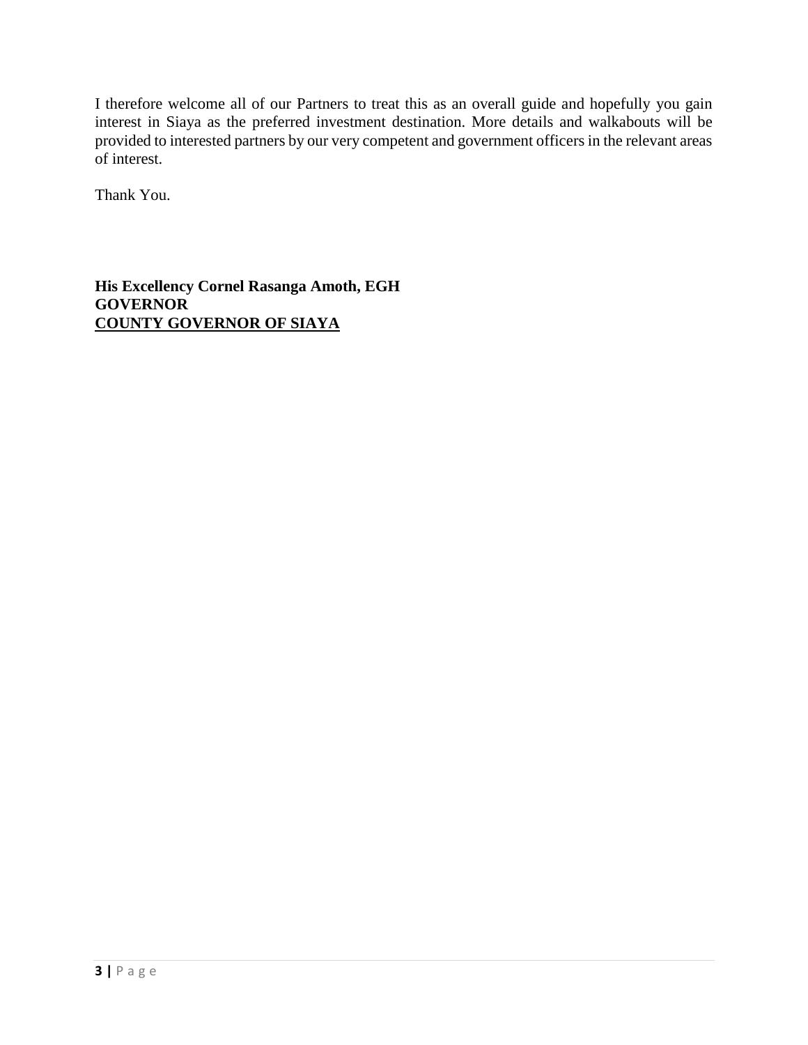I therefore welcome all of our Partners to treat this as an overall guide and hopefully you gain interest in Siaya as the preferred investment destination. More details and walkabouts will be provided to interested partners by our very competent and government officers in the relevant areas of interest.

Thank You.

**His Excellency Cornel Rasanga Amoth, EGH**
**GOVERNOR**
**<u>COUNTY GOVERNOR OF SIAYA</u>**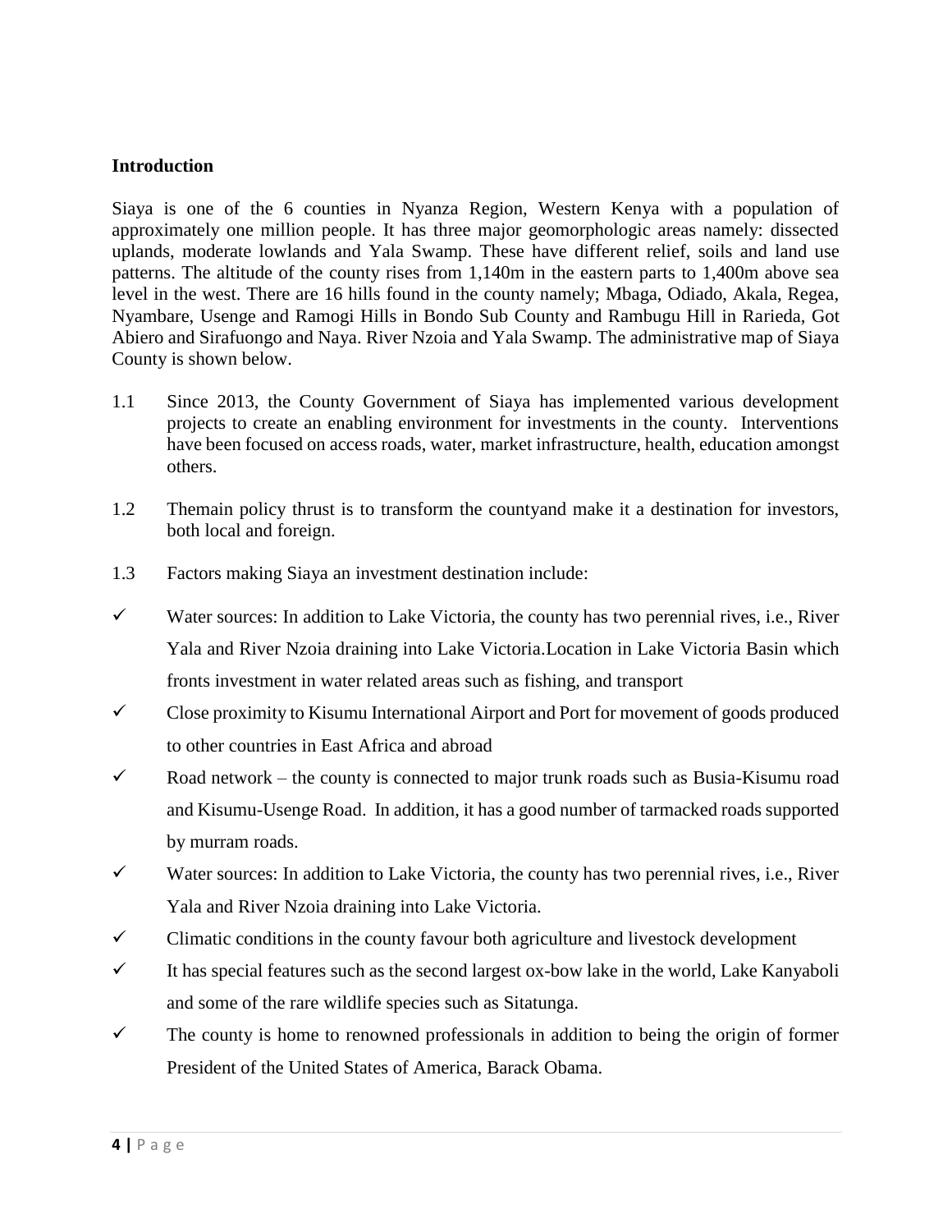**Introduction**

Siaya is one of the 6 counties in Nyanza Region, Western Kenya with a population of approximately one million people. It has three major geomorphologic areas namely: dissected uplands, moderate lowlands and Yala Swamp. These have different relief, soils and land use patterns. The altitude of the county rises from 1,140m in the eastern parts to 1,400m above sea level in the west. There are 16 hills found in the county namely; Mbaga, Odiado, Akala, Regea, Nyambare, Usenge and Ramogi Hills in Bondo Sub County and Rambugu Hill in Rarieda, Got Abiero and Sirafuongo and Naya. River Nzoia and Yala Swamp. The administrative map of Siaya County is shown below.

1.1 Since 2013, the County Government of Siaya has implemented various development projects to create an enabling environment for investments in the county. Interventions have been focused on access roads, water, market infrastructure, health, education amongst others.

1.2 Themain policy thrust is to transform the countyand make it a destination for investors, both local and foreign.

1.3 Factors making Siaya an investment destination include:

- ✓ Water sources: In addition to Lake Victoria, the county has two perennial rives, i.e., River Yala and River Nzoia draining into Lake Victoria.Location in Lake Victoria Basin which fronts investment in water related areas such as fishing, and transport
- ✓ Close proximity to Kisumu International Airport and Port for movement of goods produced to other countries in East Africa and abroad
- ✓ Road network – the county is connected to major trunk roads such as Busia-Kisumu road and Kisumu-Usenge Road. In addition, it has a good number of tarmacked roads supported by murram roads.
- ✓ Water sources: In addition to Lake Victoria, the county has two perennial rives, i.e., River Yala and River Nzoia draining into Lake Victoria.
- ✓ Climatic conditions in the county favour both agriculture and livestock development
- ✓ It has special features such as the second largest ox-bow lake in the world, Lake Kanyaboli and some of the rare wildlife species such as Sitatunga.
- ✓ The county is home to renowned professionals in addition to being the origin of former President of the United States of America, Barack Obama.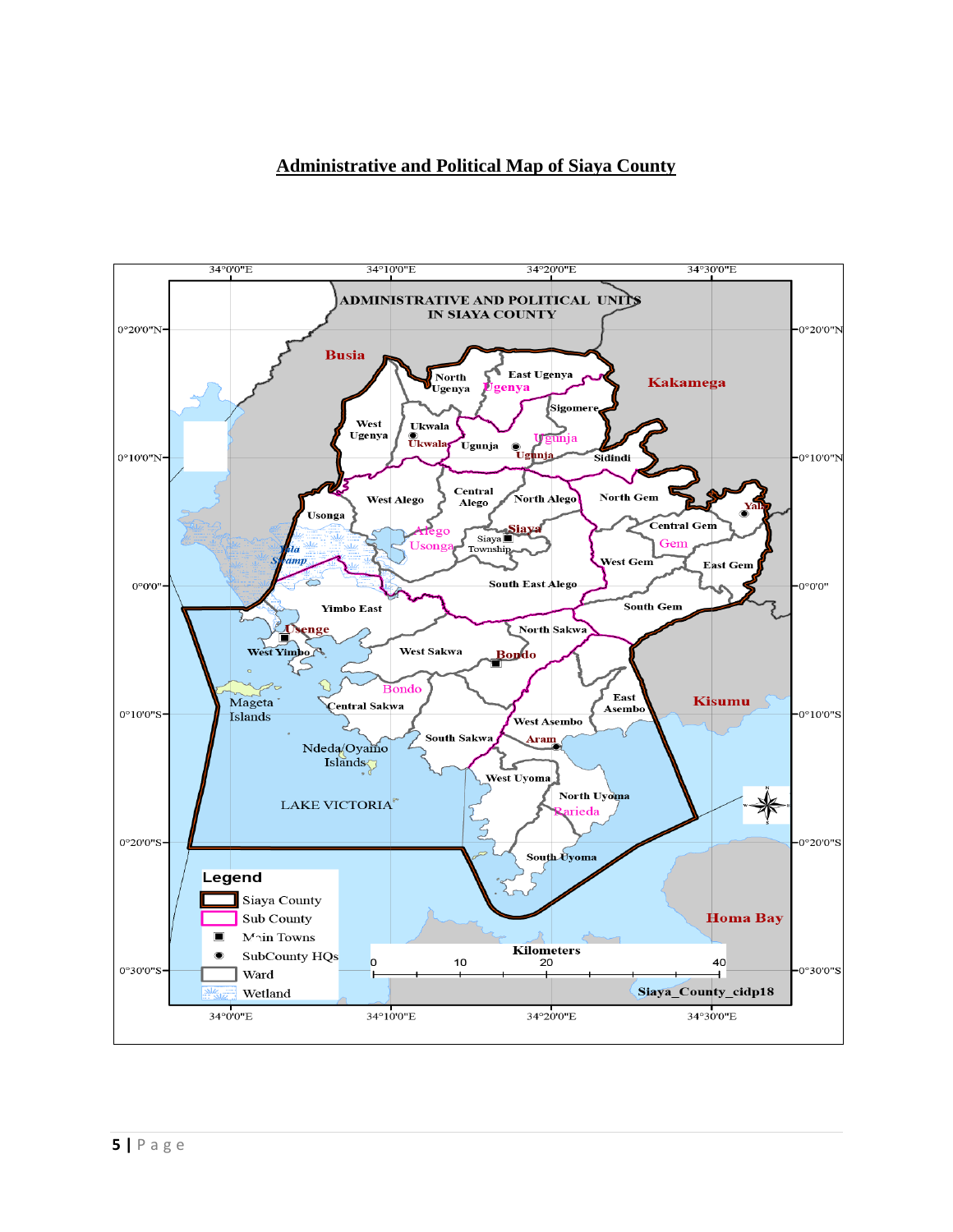**Administrative and Political Map of Siaya County**

ADMINISTRATIVE AND POLITICAL UNITS IN SIAYA COUNTY

Busia

Kakamega

Kisumu

Homa Bay

North Ugenya

East Ugenya

Ugenya

Sigomere

West Ugenya

Ukwala

Ukwala

Ugunja

Ugunja

Ugunja

Sidindi

Usonga

West Alego

Central Alego

North Alego

North Gem

Yala

Central Gem

Gem

Alego Usonga

Siaya

Siaya Township

West Gem

East Gem

Yala Swamp

South East Alego

South Gem

Yimbo East

Usenge

North Sakwa

West Yimbo

West Sakwa

Bondo

Bondo

Mageta Islands

Central Sakwa

East Asembo

West Asembo

Aram

South Sakwa

Ndeda/Oyamo Islands

West Uyoma

North Uyoma

Rarieda

LAKE VICTORIA

South Uyoma

Legend

- Siaya County
- Sub County
- Main Towns
- SubCounty HQs
- Ward
- Wetland

Kilometers: 0, 10, 20, 40

Siaya_County_cidp18

34°0'0"E, 34°10'0"E, 34°20'0"E, 34°30'0"E

0°20'0"N, 0°10'0"N, 0°0'0", 0°10'0"S, 0°20'0"S, 0°30'0"S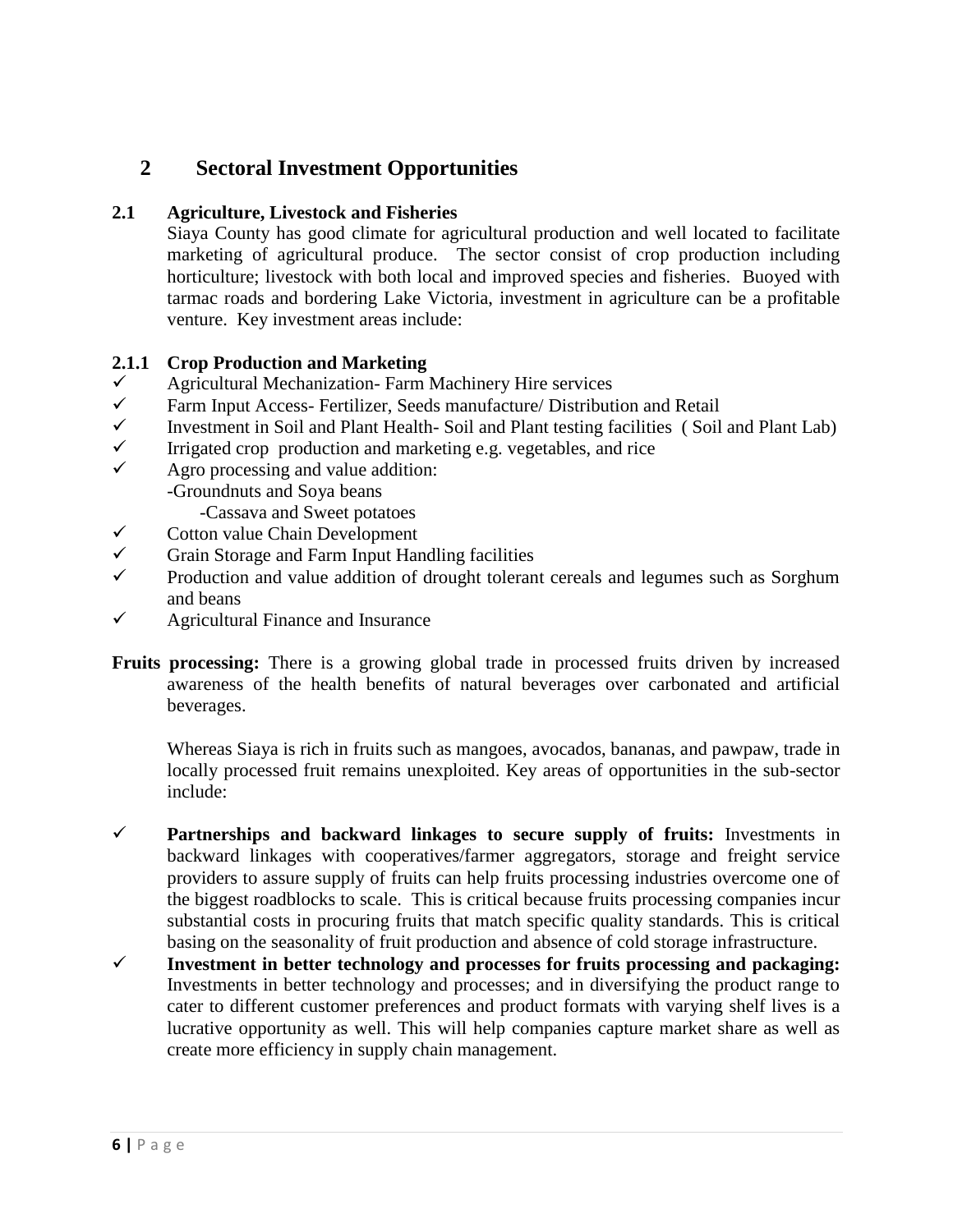# 2 Sectoral Investment Opportunities

## 2.1 Agriculture, Livestock and Fisheries

Siaya County has good climate for agricultural production and well located to facilitate marketing of agricultural produce. The sector consist of crop production including horticulture; livestock with both local and improved species and fisheries. Buoyed with tarmac roads and bordering Lake Victoria, investment in agriculture can be a profitable venture. Key investment areas include:

### 2.1.1 Crop Production and Marketing

- ✓ Agricultural Mechanization- Farm Machinery Hire services
- ✓ Farm Input Access- Fertilizer, Seeds manufacture/ Distribution and Retail
- ✓ Investment in Soil and Plant Health- Soil and Plant testing facilities ( Soil and Plant Lab)
- ✓ Irrigated crop production and marketing e.g. vegetables, and rice
- ✓ Agro processing and value addition:
  - -Groundnuts and Soya beans
  - -Cassava and Sweet potatoes
- ✓ Cotton value Chain Development
- ✓ Grain Storage and Farm Input Handling facilities
- ✓ Production and value addition of drought tolerant cereals and legumes such as Sorghum and beans
- ✓ Agricultural Finance and Insurance

**Fruits processing:** There is a growing global trade in processed fruits driven by increased awareness of the health benefits of natural beverages over carbonated and artificial beverages.

Whereas Siaya is rich in fruits such as mangoes, avocados, bananas, and pawpaw, trade in locally processed fruit remains unexploited. Key areas of opportunities in the sub-sector include:

- ✓ **Partnerships and backward linkages to secure supply of fruits:** Investments in backward linkages with cooperatives/farmer aggregators, storage and freight service providers to assure supply of fruits can help fruits processing industries overcome one of the biggest roadblocks to scale. This is critical because fruits processing companies incur substantial costs in procuring fruits that match specific quality standards. This is critical basing on the seasonality of fruit production and absence of cold storage infrastructure.
- ✓ **Investment in better technology and processes for fruits processing and packaging:** Investments in better technology and processes; and in diversifying the product range to cater to different customer preferences and product formats with varying shelf lives is a lucrative opportunity as well. This will help companies capture market share as well as create more efficiency in supply chain management.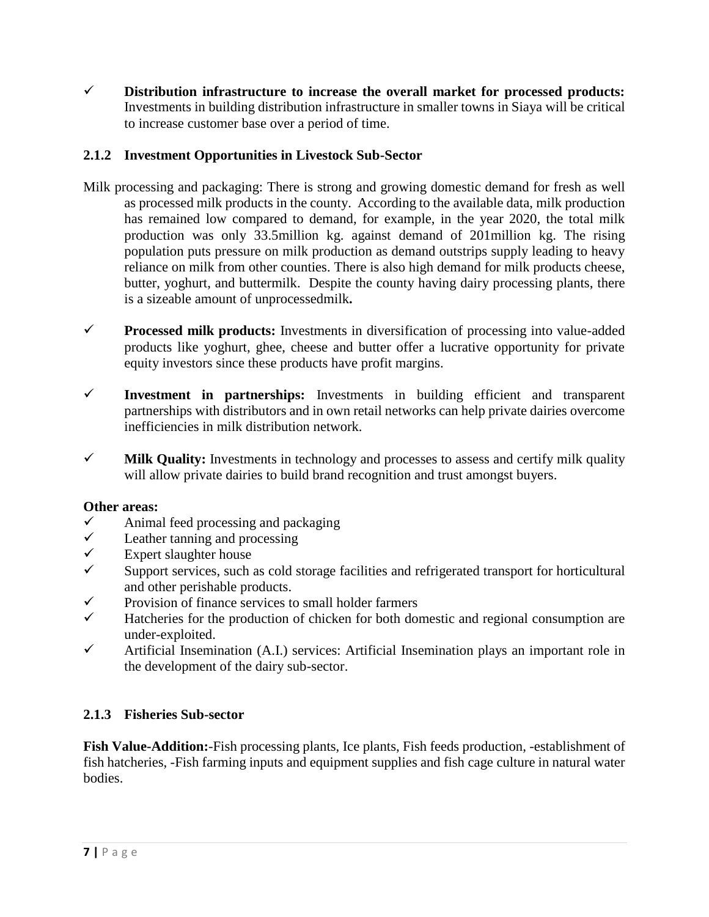- ✓ **Distribution infrastructure to increase the overall market for processed products:** Investments in building distribution infrastructure in smaller towns in Siaya will be critical to increase customer base over a period of time.

### 2.1.2 Investment Opportunities in Livestock Sub-Sector

Milk processing and packaging: There is strong and growing domestic demand for fresh as well as processed milk products in the county. According to the available data, milk production has remained low compared to demand, for example, in the year 2020, the total milk production was only 33.5million kg. against demand of 201million kg. The rising population puts pressure on milk production as demand outstrips supply leading to heavy reliance on milk from other counties. There is also high demand for milk products cheese, butter, yoghurt, and buttermilk. Despite the county having dairy processing plants, there is a sizeable amount of unprocessedmilk**.**

- ✓ **Processed milk products:** Investments in diversification of processing into value-added products like yoghurt, ghee, cheese and butter offer a lucrative opportunity for private equity investors since these products have profit margins.
- ✓ **Investment in partnerships:** Investments in building efficient and transparent partnerships with distributors and in own retail networks can help private dairies overcome inefficiencies in milk distribution network.
- ✓ **Milk Quality:** Investments in technology and processes to assess and certify milk quality will allow private dairies to build brand recognition and trust amongst buyers.

**Other areas:**

- ✓ Animal feed processing and packaging
- ✓ Leather tanning and processing
- ✓ Expert slaughter house
- ✓ Support services, such as cold storage facilities and refrigerated transport for horticultural and other perishable products.
- ✓ Provision of finance services to small holder farmers
- ✓ Hatcheries for the production of chicken for both domestic and regional consumption are under-exploited.
- ✓ Artificial Insemination (A.I.) services: Artificial Insemination plays an important role in the development of the dairy sub-sector.

### 2.1.3 Fisheries Sub-sector

**Fish Value-Addition:**-Fish processing plants, Ice plants, Fish feeds production, -establishment of fish hatcheries, -Fish farming inputs and equipment supplies and fish cage culture in natural water bodies.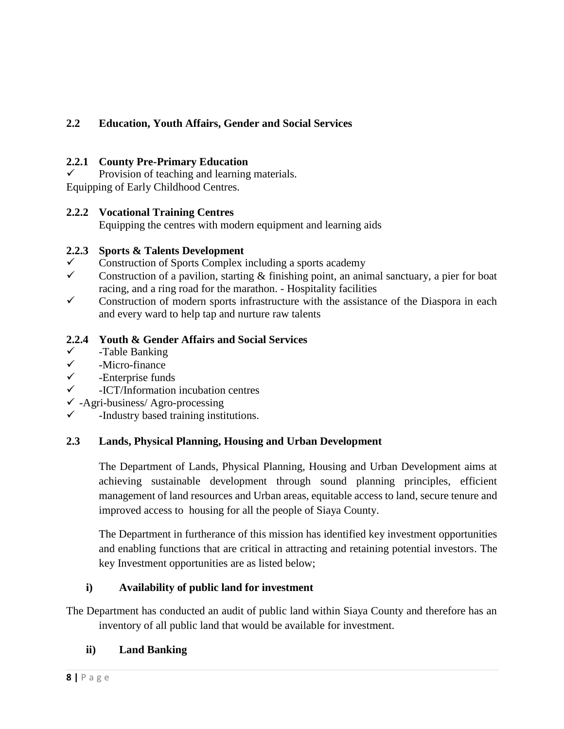## 2.2 Education, Youth Affairs, Gender and Social Services

### 2.2.1 County Pre-Primary Education

- ✓ Provision of teaching and learning materials.

Equipping of Early Childhood Centres.

### 2.2.2 Vocational Training Centres

Equipping the centres with modern equipment and learning aids

### 2.2.3 Sports & Talents Development

- ✓ Construction of Sports Complex including a sports academy
- ✓ Construction of a pavilion, starting & finishing point, an animal sanctuary, a pier for boat racing, and a ring road for the marathon. - Hospitality facilities
- ✓ Construction of modern sports infrastructure with the assistance of the Diaspora in each and every ward to help tap and nurture raw talents

### 2.2.4 Youth & Gender Affairs and Social Services

- ✓ -Table Banking
- ✓ -Micro-finance
- ✓ -Enterprise funds
- ✓ -ICT/Information incubation centres
- ✓ -Agri-business/ Agro-processing
- ✓ -Industry based training institutions.

## 2.3 Lands, Physical Planning, Housing and Urban Development

The Department of Lands, Physical Planning, Housing and Urban Development aims at achieving sustainable development through sound planning principles, efficient management of land resources and Urban areas, equitable access to land, secure tenure and improved access to housing for all the people of Siaya County.

The Department in furtherance of this mission has identified key investment opportunities and enabling functions that are critical in attracting and retaining potential investors. The key Investment opportunities are as listed below;

**i) Availability of public land for investment**

The Department has conducted an audit of public land within Siaya County and therefore has an inventory of all public land that would be available for investment.

**ii) Land Banking**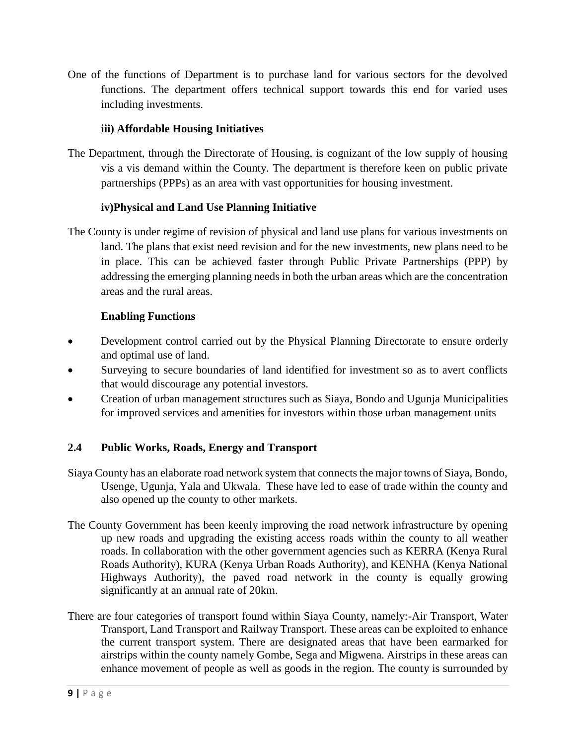One of the functions of Department is to purchase land for various sectors for the devolved functions. The department offers technical support towards this end for varied uses including investments.

**iii) Affordable Housing Initiatives**

The Department, through the Directorate of Housing, is cognizant of the low supply of housing vis a vis demand within the County. The department is therefore keen on public private partnerships (PPPs) as an area with vast opportunities for housing investment.

**iv)Physical and Land Use Planning Initiative**

The County is under regime of revision of physical and land use plans for various investments on land. The plans that exist need revision and for the new investments, new plans need to be in place. This can be achieved faster through Public Private Partnerships (PPP) by addressing the emerging planning needs in both the urban areas which are the concentration areas and the rural areas.

**Enabling Functions**

- Development control carried out by the Physical Planning Directorate to ensure orderly and optimal use of land.
- Surveying to secure boundaries of land identified for investment so as to avert conflicts that would discourage any potential investors.
- Creation of urban management structures such as Siaya, Bondo and Ugunja Municipalities for improved services and amenities for investors within those urban management units

## 2.4 Public Works, Roads, Energy and Transport

Siaya County has an elaborate road network system that connects the major towns of Siaya, Bondo, Usenge, Ugunja, Yala and Ukwala. These have led to ease of trade within the county and also opened up the county to other markets.

The County Government has been keenly improving the road network infrastructure by opening up new roads and upgrading the existing access roads within the county to all weather roads. In collaboration with the other government agencies such as KERRA (Kenya Rural Roads Authority), KURA (Kenya Urban Roads Authority), and KENHA (Kenya National Highways Authority), the paved road network in the county is equally growing significantly at an annual rate of 20km.

There are four categories of transport found within Siaya County, namely:-Air Transport, Water Transport, Land Transport and Railway Transport. These areas can be exploited to enhance the current transport system. There are designated areas that have been earmarked for airstrips within the county namely Gombe, Sega and Migwena. Airstrips in these areas can enhance movement of people as well as goods in the region. The county is surrounded by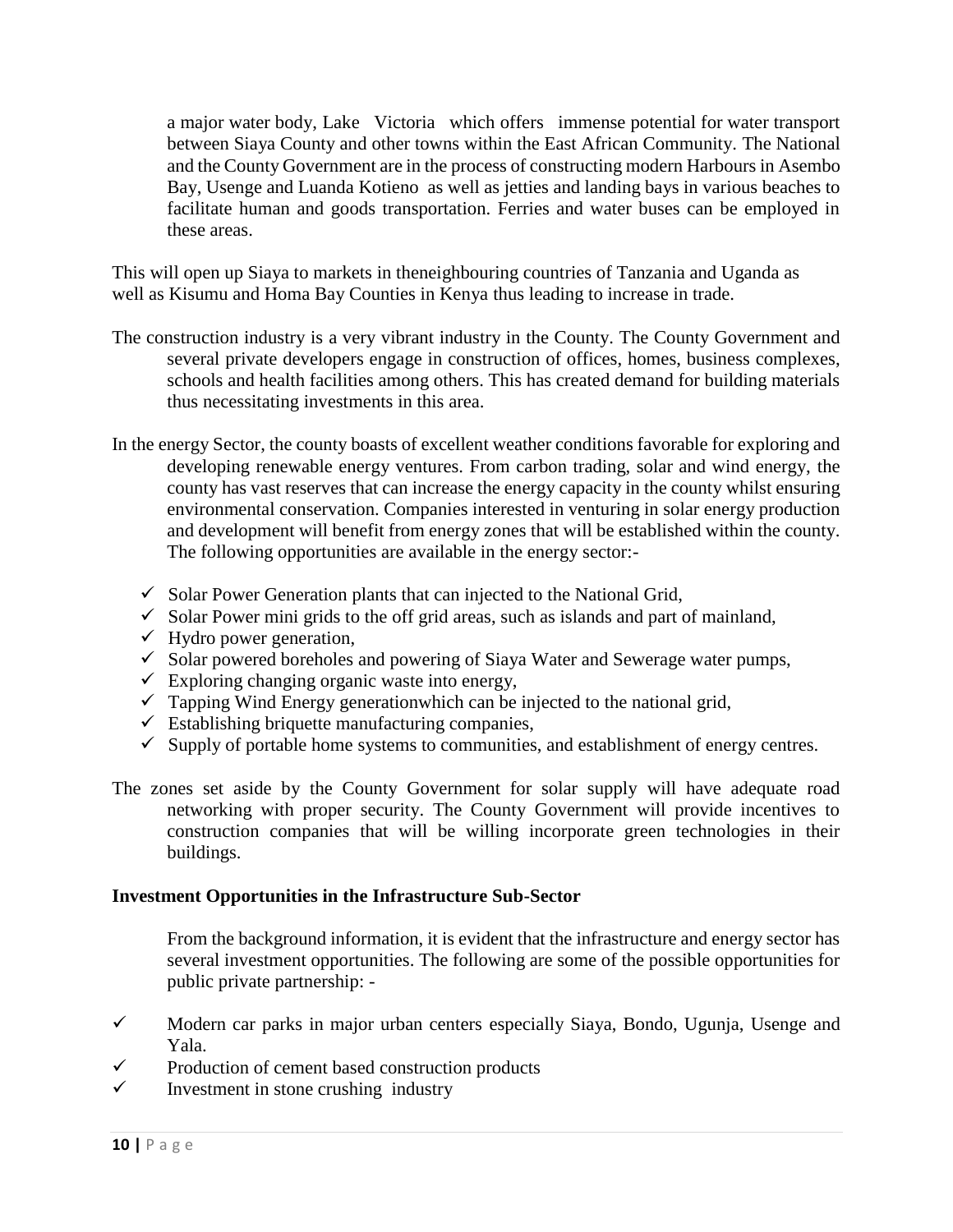a major water body, Lake Victoria which offers immense potential for water transport between Siaya County and other towns within the East African Community. The National and the County Government are in the process of constructing modern Harbours in Asembo Bay, Usenge and Luanda Kotieno as well as jetties and landing bays in various beaches to facilitate human and goods transportation. Ferries and water buses can be employed in these areas.

This will open up Siaya to markets in theneighbouring countries of Tanzania and Uganda as well as Kisumu and Homa Bay Counties in Kenya thus leading to increase in trade.

The construction industry is a very vibrant industry in the County. The County Government and several private developers engage in construction of offices, homes, business complexes, schools and health facilities among others. This has created demand for building materials thus necessitating investments in this area.

In the energy Sector, the county boasts of excellent weather conditions favorable for exploring and developing renewable energy ventures. From carbon trading, solar and wind energy, the county has vast reserves that can increase the energy capacity in the county whilst ensuring environmental conservation. Companies interested in venturing in solar energy production and development will benefit from energy zones that will be established within the county. The following opportunities are available in the energy sector:-

- ✓ Solar Power Generation plants that can injected to the National Grid,
- ✓ Solar Power mini grids to the off grid areas, such as islands and part of mainland,
- ✓ Hydro power generation,
- ✓ Solar powered boreholes and powering of Siaya Water and Sewerage water pumps,
- ✓ Exploring changing organic waste into energy,
- ✓ Tapping Wind Energy generationwhich can be injected to the national grid,
- ✓ Establishing briquette manufacturing companies,
- ✓ Supply of portable home systems to communities, and establishment of energy centres.

The zones set aside by the County Government for solar supply will have adequate road networking with proper security. The County Government will provide incentives to construction companies that will be willing incorporate green technologies in their buildings.

**Investment Opportunities in the Infrastructure Sub-Sector**

From the background information, it is evident that the infrastructure and energy sector has several investment opportunities. The following are some of the possible opportunities for public private partnership: -

- ✓ Modern car parks in major urban centers especially Siaya, Bondo, Ugunja, Usenge and Yala.
- ✓ Production of cement based construction products
- ✓ Investment in stone crushing industry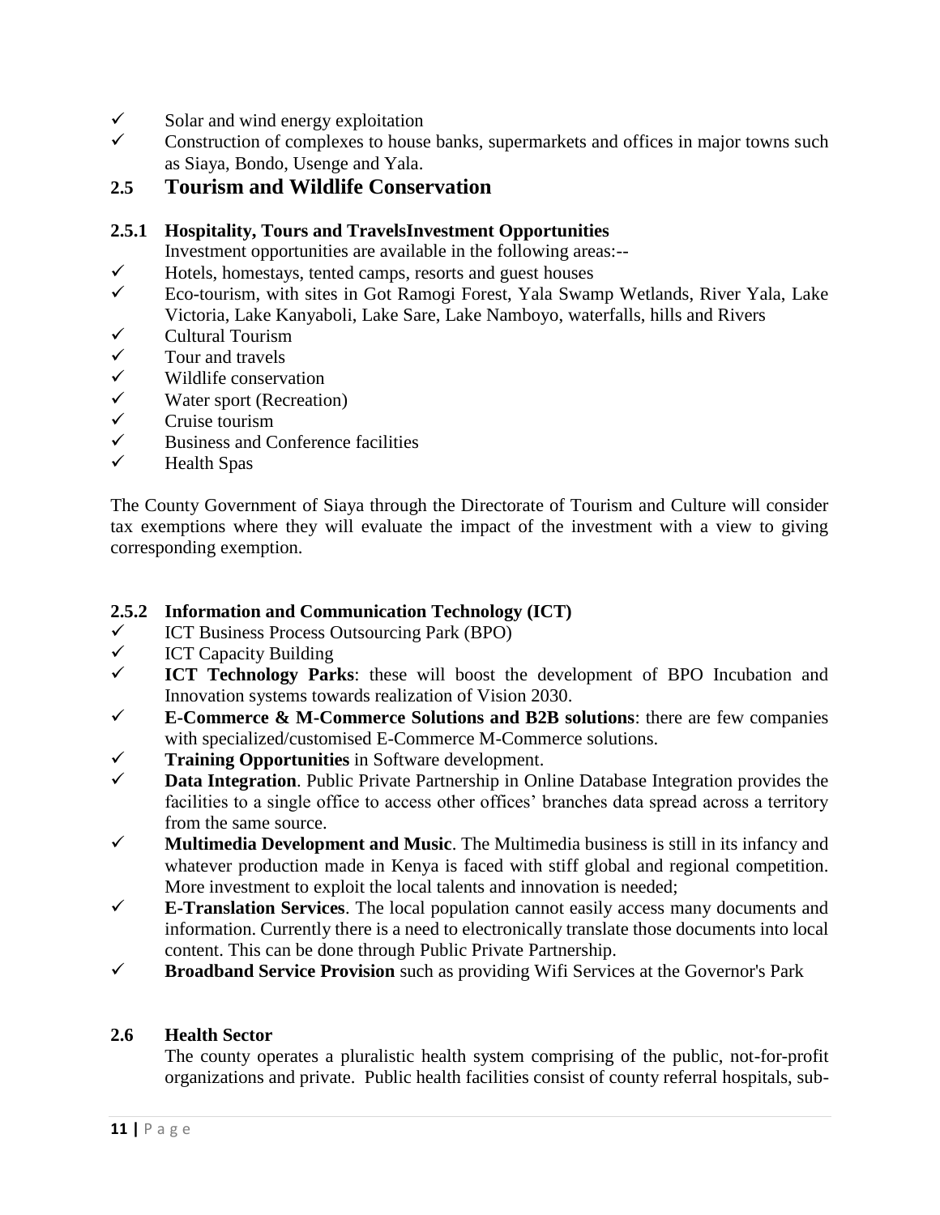- ✓ Solar and wind energy exploitation
- ✓ Construction of complexes to house banks, supermarkets and offices in major towns such as Siaya, Bondo, Usenge and Yala.

## 2.5 Tourism and Wildlife Conservation

### 2.5.1 Hospitality, Tours and TravelsInvestment Opportunities

Investment opportunities are available in the following areas:--

- ✓ Hotels, homestays, tented camps, resorts and guest houses
- ✓ Eco-tourism, with sites in Got Ramogi Forest, Yala Swamp Wetlands, River Yala, Lake Victoria, Lake Kanyaboli, Lake Sare, Lake Namboyo, waterfalls, hills and Rivers
- ✓ Cultural Tourism
- ✓ Tour and travels
- ✓ Wildlife conservation
- ✓ Water sport (Recreation)
- ✓ Cruise tourism
- ✓ Business and Conference facilities
- ✓ Health Spas

The County Government of Siaya through the Directorate of Tourism and Culture will consider tax exemptions where they will evaluate the impact of the investment with a view to giving corresponding exemption.

### 2.5.2 Information and Communication Technology (ICT)

- ✓ ICT Business Process Outsourcing Park (BPO)
- ✓ ICT Capacity Building
- ✓ **ICT Technology Parks**: these will boost the development of BPO Incubation and Innovation systems towards realization of Vision 2030.
- ✓ **E-Commerce & M-Commerce Solutions and B2B solutions**: there are few companies with specialized/customised E-Commerce M-Commerce solutions.
- ✓ **Training Opportunities** in Software development.
- ✓ **Data Integration**. Public Private Partnership in Online Database Integration provides the facilities to a single office to access other offices' branches data spread across a territory from the same source.
- ✓ **Multimedia Development and Music**. The Multimedia business is still in its infancy and whatever production made in Kenya is faced with stiff global and regional competition. More investment to exploit the local talents and innovation is needed;
- ✓ **E-Translation Services**. The local population cannot easily access many documents and information. Currently there is a need to electronically translate those documents into local content. This can be done through Public Private Partnership.
- ✓ **Broadband Service Provision** such as providing Wifi Services at the Governor's Park

## 2.6 Health Sector

The county operates a pluralistic health system comprising of the public, not-for-profit organizations and private. Public health facilities consist of county referral hospitals, sub-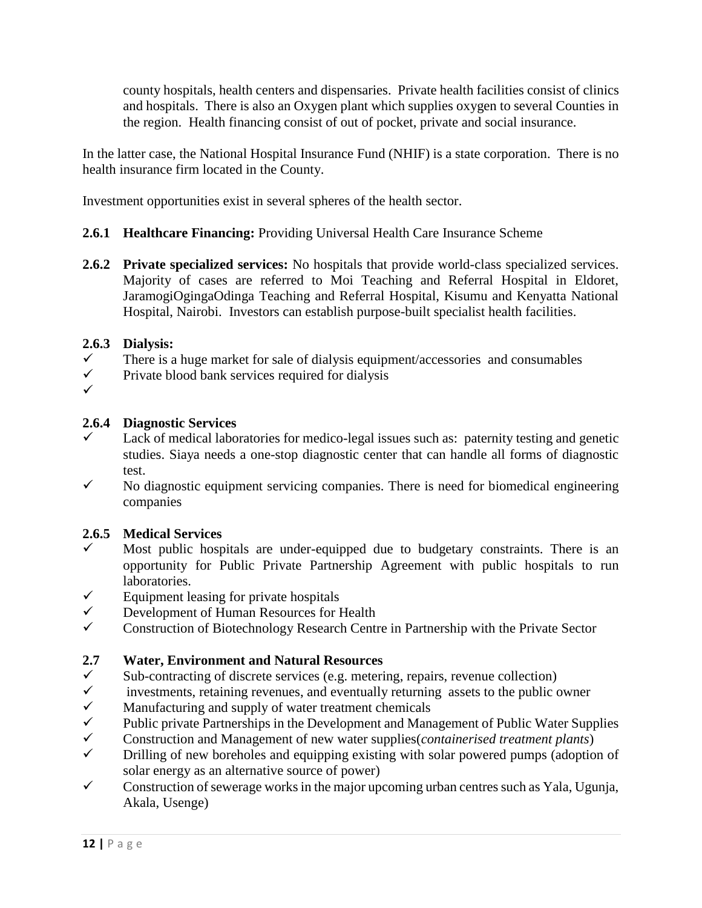county hospitals, health centers and dispensaries. Private health facilities consist of clinics and hospitals. There is also an Oxygen plant which supplies oxygen to several Counties in the region. Health financing consist of out of pocket, private and social insurance.

In the latter case, the National Hospital Insurance Fund (NHIF) is a state corporation. There is no health insurance firm located in the County.

Investment opportunities exist in several spheres of the health sector.

**2.6.1 Healthcare Financing:** Providing Universal Health Care Insurance Scheme

**2.6.2 Private specialized services:** No hospitals that provide world-class specialized services. Majority of cases are referred to Moi Teaching and Referral Hospital in Eldoret, JaramogiOgingaOdinga Teaching and Referral Hospital, Kisumu and Kenyatta National Hospital, Nairobi. Investors can establish purpose-built specialist health facilities.

### 2.6.3 Dialysis:

- ✓ There is a huge market for sale of dialysis equipment/accessories and consumables
- ✓ Private blood bank services required for dialysis
- ✓

### 2.6.4 Diagnostic Services

- ✓ Lack of medical laboratories for medico-legal issues such as: paternity testing and genetic studies. Siaya needs a one-stop diagnostic center that can handle all forms of diagnostic test.
- ✓ No diagnostic equipment servicing companies. There is need for biomedical engineering companies

### 2.6.5 Medical Services

- ✓ Most public hospitals are under-equipped due to budgetary constraints. There is an opportunity for Public Private Partnership Agreement with public hospitals to run laboratories.
- ✓ Equipment leasing for private hospitals
- ✓ Development of Human Resources for Health
- ✓ Construction of Biotechnology Research Centre in Partnership with the Private Sector

## 2.7 Water, Environment and Natural Resources

- ✓ Sub-contracting of discrete services (e.g. metering, repairs, revenue collection)
- ✓ investments, retaining revenues, and eventually returning assets to the public owner
- ✓ Manufacturing and supply of water treatment chemicals
- ✓ Public private Partnerships in the Development and Management of Public Water Supplies
- ✓ Construction and Management of new water supplies(*containerised treatment plants*)
- ✓ Drilling of new boreholes and equipping existing with solar powered pumps (adoption of solar energy as an alternative source of power)
- ✓ Construction of sewerage works in the major upcoming urban centres such as Yala, Ugunja, Akala, Usenge)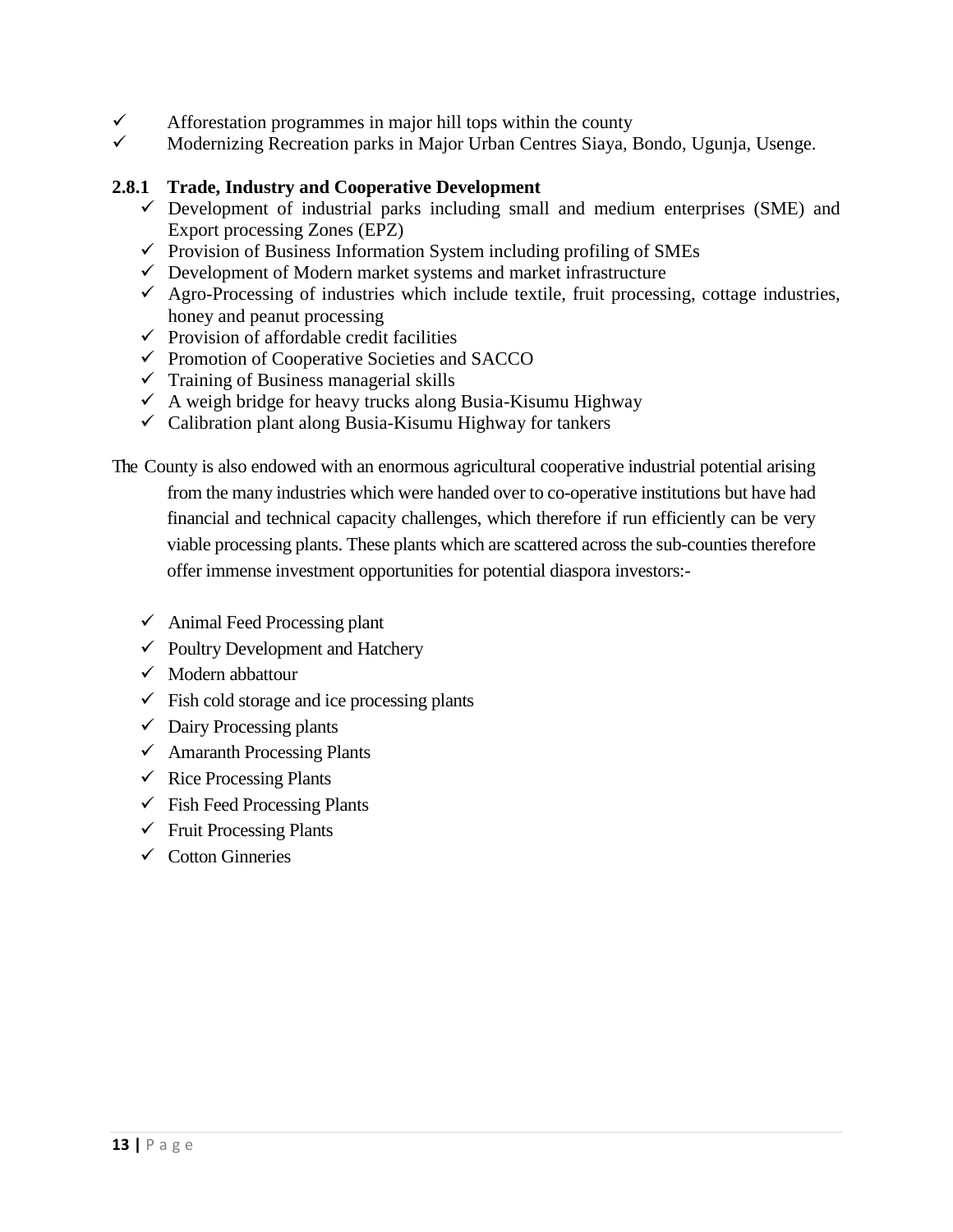- ✓ Afforestation programmes in major hill tops within the county
- ✓ Modernizing Recreation parks in Major Urban Centres Siaya, Bondo, Ugunja, Usenge.

### 2.8.1 Trade, Industry and Cooperative Development

- ✓ Development of industrial parks including small and medium enterprises (SME) and Export processing Zones (EPZ)
- ✓ Provision of Business Information System including profiling of SMEs
- ✓ Development of Modern market systems and market infrastructure
- ✓ Agro-Processing of industries which include textile, fruit processing, cottage industries, honey and peanut processing
- ✓ Provision of affordable credit facilities
- ✓ Promotion of Cooperative Societies and SACCO
- ✓ Training of Business managerial skills
- ✓ A weigh bridge for heavy trucks along Busia-Kisumu Highway
- ✓ Calibration plant along Busia-Kisumu Highway for tankers

The County is also endowed with an enormous agricultural cooperative industrial potential arising from the many industries which were handed over to co-operative institutions but have had financial and technical capacity challenges, which therefore if run efficiently can be very viable processing plants. These plants which are scattered across the sub-counties therefore offer immense investment opportunities for potential diaspora investors:-

- ✓ Animal Feed Processing plant
- ✓ Poultry Development and Hatchery
- ✓ Modern abbattour
- ✓ Fish cold storage and ice processing plants
- ✓ Dairy Processing plants
- ✓ Amaranth Processing Plants
- ✓ Rice Processing Plants
- ✓ Fish Feed Processing Plants
- ✓ Fruit Processing Plants
- ✓ Cotton Ginneries